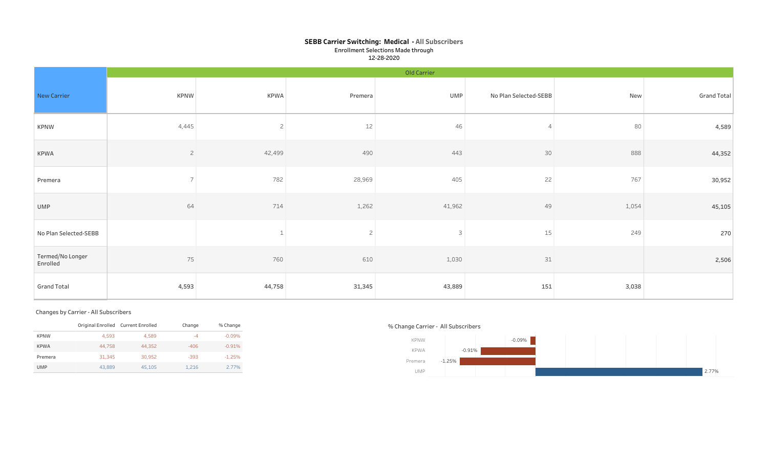# SEBB Carrier Switching: Medical - All Subscribers

Enrollment Selections Made through
12-28-2020

| New Carrier | Old Carrier | | | | | | |
|---|---|---|---|---|---|---|---|
| | KPNW | KPWA | Premera | UMP | No Plan Selected-SEBB | New | Grand Total |
| KPNW | 4,445 | 2 | 12 | 46 | 4 | 80 | 4,589 |
| KPWA | 2 | 42,499 | 490 | 443 | 30 | 888 | 44,352 |
| Premera | 7 | 782 | 28,969 | 405 | 22 | 767 | 30,952 |
| UMP | 64 | 714 | 1,262 | 41,962 | 49 | 1,054 | 45,105 |
| No Plan Selected-SEBB | | 1 | 2 | 3 | 15 | 249 | 270 |
| Termed/No Longer Enrolled | 75 | 760 | 610 | 1,030 | 31 | | 2,506 |
| Grand Total | 4,593 | 44,758 | 31,345 | 43,889 | 151 | 3,038 | |

## Changes by Carrier - All Subscribers

| | Original Enrolled | Current Enrolled | Change | % Change |
|---|---|---|---|---|
| KPNW | 4,593 | 4,589 | -4 | -0.09% |
| KPWA | 44,758 | 44,352 | -406 | -0.91% |
| Premera | 31,345 | 30,952 | -393 | -1.25% |
| UMP | 43,889 | 45,105 | 1,216 | 2.77% |

## % Change Carrier - All Subscribers

| Carrier | % Change |
|---|---|
| KPNW | -0.09% |
| KPWA | -0.91% |
| Premera | -1.25% |
| UMP | 2.77% |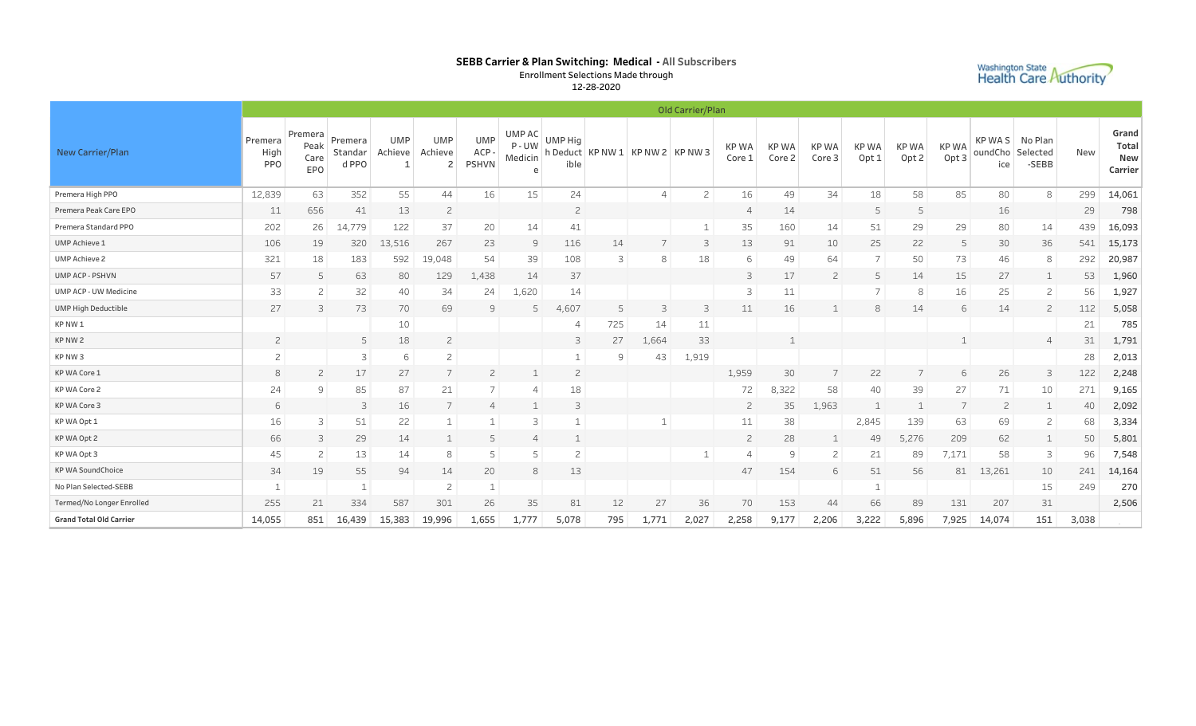## SEBB Carrier & Plan Switching: Medical - All Subscribers

Enrollment Selections Made through
12-28-2020

Washington State Health Care Authority

| New Carrier/Plan | Old Carrier/Plan | | | | | | | | | | | | | | | | | | | | |
|---|---|---|---|---|---|---|---|---|---|---|---|---|---|---|---|---|---|---|---|---|---|
| | Premera High PPO | Premera Peak Care EPO | Premera Standard PPO | UMP Achieve 1 | UMP Achieve 2 | UMP ACP - PSHVN | UMP ACP - UW Medicine | UMP High Deductible | KP NW 1 | KP NW 2 | KP NW 3 | KP WA Core 1 | KP WA Core 2 | KP WA Core 3 | KP WA Opt 1 | KP WA Opt 2 | KP WA Opt 3 | KP WA SoundChoice | No Plan Selected-SEBB | New | Grand Total New Carrier |
| Premera High PPO | 12,839 | 63 | 352 | 55 | 44 | 16 | 15 | 24 | | 4 | 2 | 16 | 49 | 34 | 18 | 58 | 85 | 80 | 8 | 299 | 14,061 |
| Premera Peak Care EPO | 11 | 656 | 41 | 13 | 2 | | | 2 | | | | 4 | 14 | | 5 | 5 | | 16 | | 29 | 798 |
| Premera Standard PPO | 202 | 26 | 14,779 | 122 | 37 | 20 | 14 | 41 | | | 1 | 35 | 160 | 14 | 51 | 29 | 29 | 80 | 14 | 439 | 16,093 |
| UMP Achieve 1 | 106 | 19 | 320 | 13,516 | 267 | 23 | 9 | 116 | 14 | 7 | 3 | 13 | 91 | 10 | 25 | 22 | 5 | 30 | 36 | 541 | 15,173 |
| UMP Achieve 2 | 321 | 18 | 183 | 592 | 19,048 | 54 | 39 | 108 | 3 | 8 | 18 | 6 | 49 | 64 | 7 | 50 | 73 | 46 | 8 | 292 | 20,987 |
| UMP ACP - PSHVN | 57 | 5 | 63 | 80 | 129 | 1,438 | 14 | 37 | | | | 3 | 17 | 2 | 5 | 14 | 15 | 27 | 1 | 53 | 1,960 |
| UMP ACP - UW Medicine | 33 | 2 | 32 | 40 | 34 | 24 | 1,620 | 14 | | | | 3 | 11 | | 7 | 8 | 16 | 25 | 2 | 56 | 1,927 |
| UMP High Deductible | 27 | 3 | 73 | 70 | 69 | 9 | 5 | 4,607 | 5 | 3 | 3 | 11 | 16 | 1 | 8 | 14 | 6 | 14 | 2 | 112 | 5,058 |
| KP NW 1 | | | | 10 | | | | 4 | 725 | 14 | 11 | | | | | | | | | 21 | 785 |
| KP NW 2 | 2 | | 5 | 18 | 2 | | | 3 | 27 | 1,664 | 33 | | 1 | | | | 1 | | 4 | 31 | 1,791 |
| KP NW 3 | 2 | | 3 | 6 | 2 | | | 1 | 9 | 43 | 1,919 | | | | | | | | | 28 | 2,013 |
| KP WA Core 1 | 8 | 2 | 17 | 27 | 7 | 2 | 1 | 2 | | | | 1,959 | 30 | 7 | 22 | 7 | 6 | 26 | 3 | 122 | 2,248 |
| KP WA Core 2 | 24 | 9 | 85 | 87 | 21 | 7 | 4 | 18 | | | | 72 | 8,322 | 58 | 40 | 39 | 27 | 71 | 10 | 271 | 9,165 |
| KP WA Core 3 | 6 | | 3 | 16 | 7 | 4 | 1 | 3 | | | | 2 | 35 | 1,963 | 1 | 1 | 7 | 2 | 1 | 40 | 2,092 |
| KP WA Opt 1 | 16 | 3 | 51 | 22 | 1 | 1 | 3 | 1 | | 1 | | 11 | 38 | | 2,845 | 139 | 63 | 69 | 2 | 68 | 3,334 |
| KP WA Opt 2 | 66 | 3 | 29 | 14 | 1 | 5 | 4 | 1 | | | | 2 | 28 | 1 | 49 | 5,276 | 209 | 62 | 1 | 50 | 5,801 |
| KP WA Opt 3 | 45 | 2 | 13 | 14 | 8 | 5 | 5 | 2 | | | 1 | 4 | 9 | 2 | 21 | 89 | 7,171 | 58 | 3 | 96 | 7,548 |
| KP WA SoundChoice | 34 | 19 | 55 | 94 | 14 | 20 | 8 | 13 | | | | 47 | 154 | 6 | 51 | 56 | 81 | 13,261 | 10 | 241 | 14,164 |
| No Plan Selected-SEBB | 1 | | 1 | | 2 | 1 | | | | | | | | | 1 | | | | 15 | 249 | 270 |
| Termed/No Longer Enrolled | 255 | 21 | 334 | 587 | 301 | 26 | 35 | 81 | 12 | 27 | 36 | 70 | 153 | 44 | 66 | 89 | 131 | 207 | 31 | | 2,506 |
| **Grand Total Old Carrier** | 14,055 | 851 | 16,439 | 15,383 | 19,996 | 1,655 | 1,777 | 5,078 | 795 | 1,771 | 2,027 | 2,258 | 9,177 | 2,206 | 3,222 | 5,896 | 7,925 | 14,074 | 151 | 3,038 | |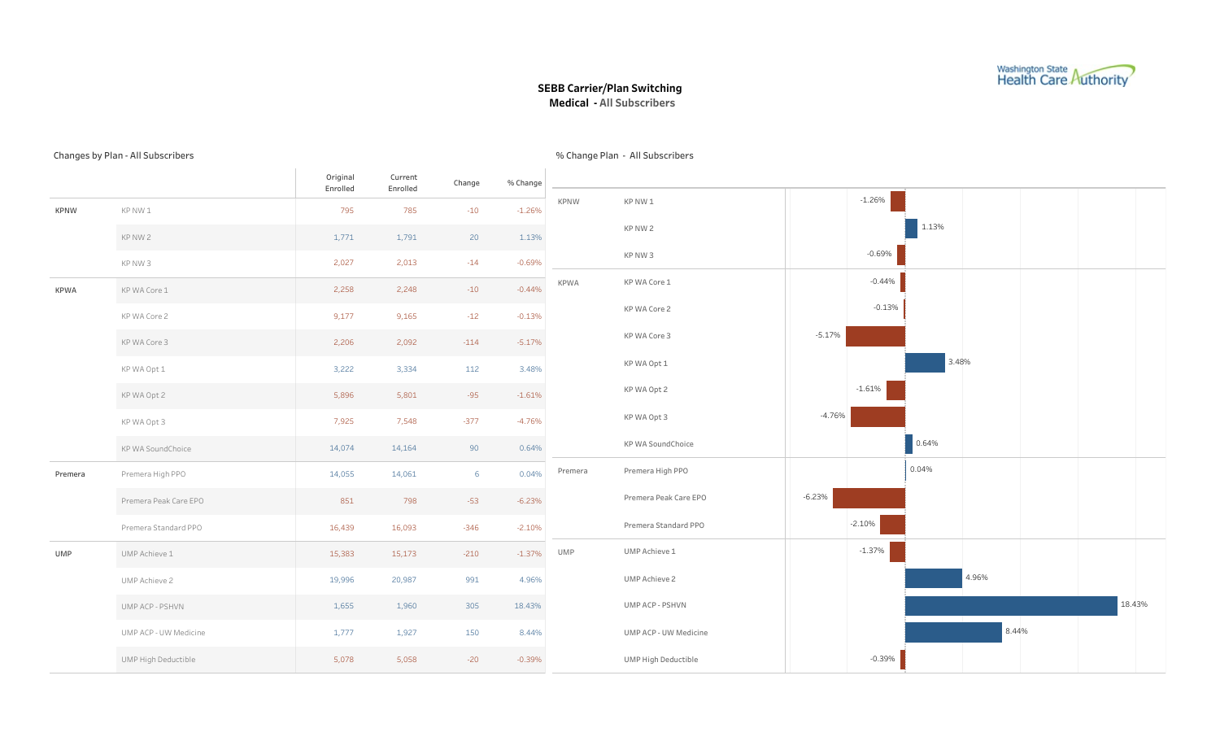# SEBB Carrier/Plan Switching

## Medical - All Subscribers

### Changes by Plan - All Subscribers

| | | Original Enrolled | Current Enrolled | Change | % Change |
|---|---|---|---|---|---|
| KPNW | KP NW 1 | 795 | 785 | -10 | -1.26% |
| | KP NW 2 | 1,771 | 1,791 | 20 | 1.13% |
| | KP NW 3 | 2,027 | 2,013 | -14 | -0.69% |
| KPWA | KP WA Core 1 | 2,258 | 2,248 | -10 | -0.44% |
| | KP WA Core 2 | 9,177 | 9,165 | -12 | -0.13% |
| | KP WA Core 3 | 2,206 | 2,092 | -114 | -5.17% |
| | KP WA Opt 1 | 3,222 | 3,334 | 112 | 3.48% |
| | KP WA Opt 2 | 5,896 | 5,801 | -95 | -1.61% |
| | KP WA Opt 3 | 7,925 | 7,548 | -377 | -4.76% |
| | KP WA SoundChoice | 14,074 | 14,164 | 90 | 0.64% |
| Premera | Premera High PPO | 14,055 | 14,061 | 6 | 0.04% |
| | Premera Peak Care EPO | 851 | 798 | -53 | -6.23% |
| | Premera Standard PPO | 16,439 | 16,093 | -346 | -2.10% |
| UMP | UMP Achieve 1 | 15,383 | 15,173 | -210 | -1.37% |
| | UMP Achieve 2 | 19,996 | 20,987 | 991 | 4.96% |
| | UMP ACP - PSHVN | 1,655 | 1,960 | 305 | 18.43% |
| | UMP ACP - UW Medicine | 1,777 | 1,927 | 150 | 8.44% |
| | UMP High Deductible | 5,078 | 5,058 | -20 | -0.39% |

### % Change Plan - All Subscribers

| | | % Change |
|---|---|---|
| KPNW | KP NW 1 | -1.26% |
| | KP NW 2 | 1.13% |
| | KP NW 3 | -0.69% |
| KPWA | KP WA Core 1 | -0.44% |
| | KP WA Core 2 | -0.13% |
| | KP WA Core 3 | -5.17% |
| | KP WA Opt 1 | 3.48% |
| | KP WA Opt 2 | -1.61% |
| | KP WA Opt 3 | -4.76% |
| | KP WA SoundChoice | 0.64% |
| Premera | Premera High PPO | 0.04% |
| | Premera Peak Care EPO | -6.23% |
| | Premera Standard PPO | -2.10% |
| UMP | UMP Achieve 1 | -1.37% |
| | UMP Achieve 2 | 4.96% |
| | UMP ACP - PSHVN | 18.43% |
| | UMP ACP - UW Medicine | 8.44% |
| | UMP High Deductible | -0.39% |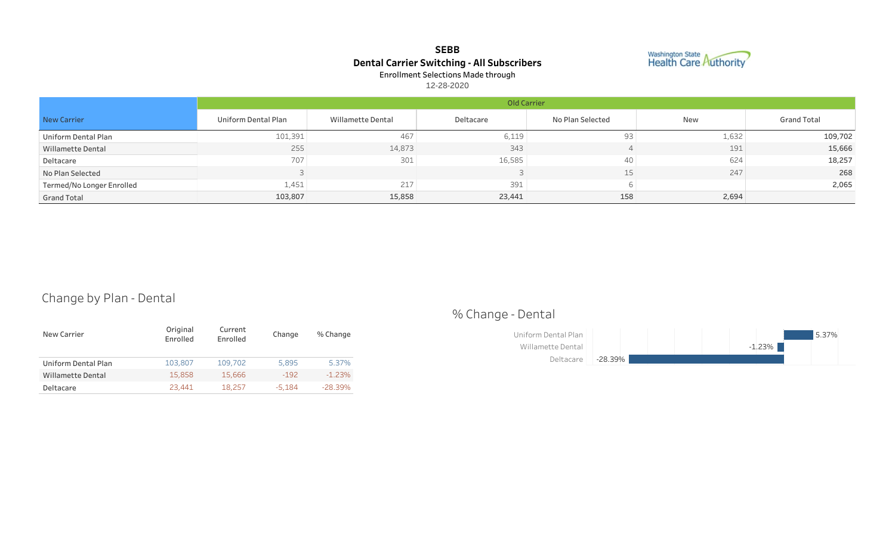# SEBB

## Dental Carrier Switching - All Subscribers

Enrollment Selections Made through

12-28-2020

Washington State Health Care Authority

| New Carrier | Old Carrier | | | | | |
|---|---|---|---|---|---|---|
| | Uniform Dental Plan | Willamette Dental | Deltacare | No Plan Selected | New | Grand Total |
| Uniform Dental Plan | 101,391 | 467 | 6,119 | 93 | 1,632 | 109,702 |
| Willamette Dental | 255 | 14,873 | 343 | 4 | 191 | 15,666 |
| Deltacare | 707 | 301 | 16,585 | 40 | 624 | 18,257 |
| No Plan Selected | 3 | | 3 | 15 | 247 | 268 |
| Termed/No Longer Enrolled | 1,451 | 217 | 391 | 6 | | 2,065 |
| Grand Total | 103,807 | 15,858 | 23,441 | 158 | 2,694 | |

## Change by Plan - Dental

| New Carrier | Original Enrolled | Current Enrolled | Change | % Change |
|---|---|---|---|---|
| Uniform Dental Plan | 103,807 | 109,702 | 5,895 | 5.37% |
| Willamette Dental | 15,858 | 15,666 | -192 | -1.23% |
| Deltacare | 23,441 | 18,257 | -5,184 | -28.39% |

## % Change - Dental

| Plan | % Change |
|---|---|
| Uniform Dental Plan | 5.37% |
| Willamette Dental | -1.23% |
| Deltacare | -28.39% |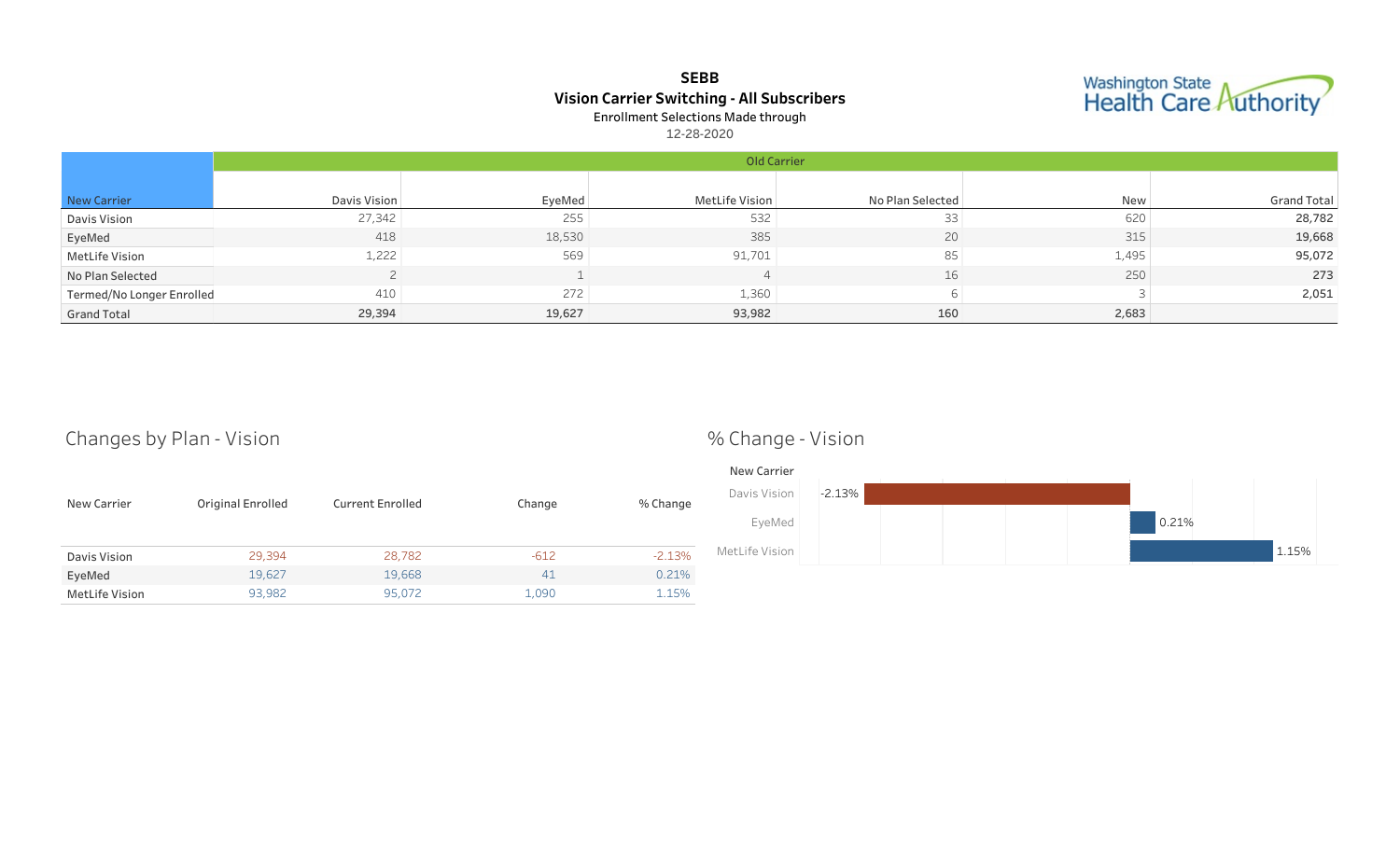# SEBB

## Vision Carrier Switching - All Subscribers

Enrollment Selections Made through

12-28-2020

Washington State Health Care Authority

| | Old Carrier | | | | | |
|---|---|---|---|---|---|---|
| New Carrier | Davis Vision | EyeMed | MetLife Vision | No Plan Selected | New | Grand Total |
| Davis Vision | 27,342 | 255 | 532 | 33 | 620 | 28,782 |
| EyeMed | 418 | 18,530 | 385 | 20 | 315 | 19,668 |
| MetLife Vision | 1,222 | 569 | 91,701 | 85 | 1,495 | 95,072 |
| No Plan Selected | 2 | 1 | 4 | 16 | 250 | 273 |
| Termed/No Longer Enrolled | 410 | 272 | 1,360 | 6 | 3 | 2,051 |
| Grand Total | 29,394 | 19,627 | 93,982 | 160 | 2,683 | |

## Changes by Plan - Vision

| New Carrier | Original Enrolled | Current Enrolled | Change | % Change |
|---|---|---|---|---|
| Davis Vision | 29,394 | 28,782 | -612 | -2.13% |
| EyeMed | 19,627 | 19,668 | 41 | 0.21% |
| MetLife Vision | 93,982 | 95,072 | 1,090 | 1.15% |

## % Change - Vision

New Carrier

Davis Vision -2.13%

EyeMed 0.21%

MetLife Vision 1.15%